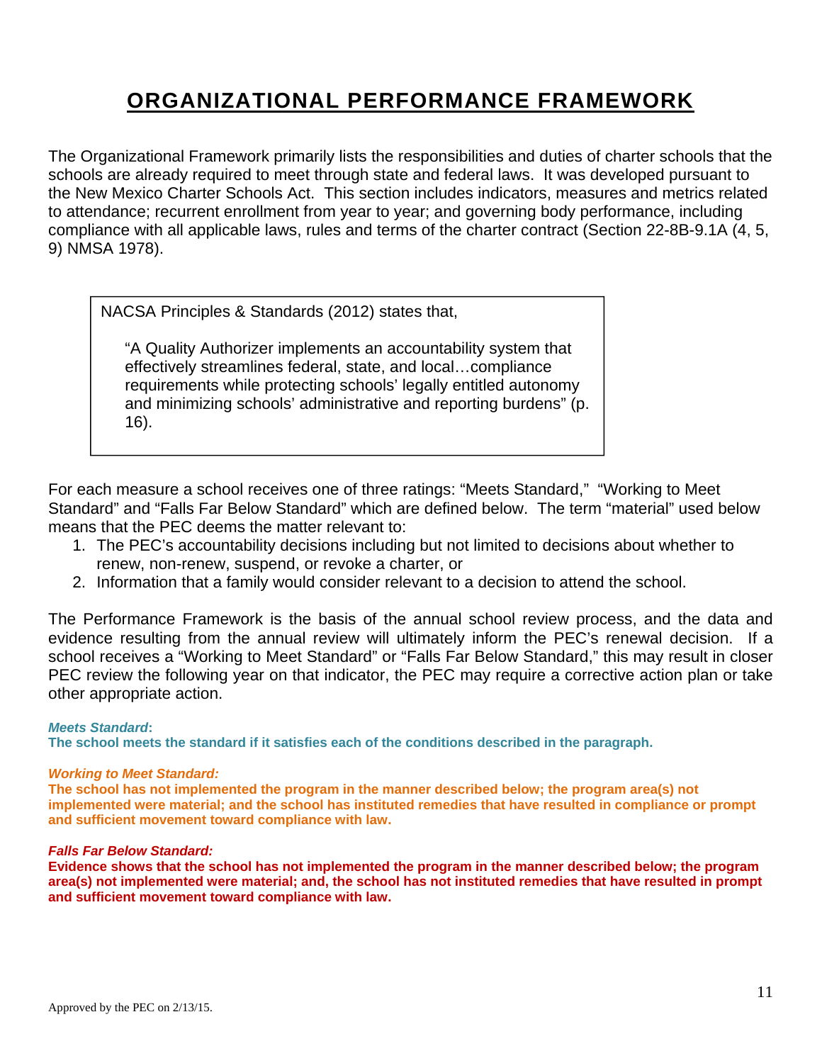# ORGANIZATIONAL PERFORMANCE FRAMEWORK

The Organizational Framework primarily lists the responsibilities and duties of charter schools that the schools are already required to meet through state and federal laws. It was developed pursuant to the New Mexico Charter Schools Act. This section includes indicators, measures and metrics related to attendance; recurrent enrollment from year to year; and governing body performance, including compliance with all applicable laws, rules and terms of the charter contract (Section 22-8B-9.1A (4, 5, 9) NMSA 1978).

> NACSA Principles & Standards (2012) states that,
>
> "A Quality Authorizer implements an accountability system that effectively streamlines federal, state, and local…compliance requirements while protecting schools' legally entitled autonomy and minimizing schools' administrative and reporting burdens" (p. 16).

For each measure a school receives one of three ratings: "Meets Standard," "Working to Meet Standard" and "Falls Far Below Standard" which are defined below. The term "material" used below means that the PEC deems the matter relevant to:

1. The PEC's accountability decisions including but not limited to decisions about whether to renew, non-renew, suspend, or revoke a charter, or
2. Information that a family would consider relevant to a decision to attend the school.

The Performance Framework is the basis of the annual school review process, and the data and evidence resulting from the annual review will ultimately inform the PEC's renewal decision. If a school receives a "Working to Meet Standard" or "Falls Far Below Standard," this may result in closer PEC review the following year on that indicator, the PEC may require a corrective action plan or take other appropriate action.

***Meets Standard*:**
**The school meets the standard if it satisfies each of the conditions described in the paragraph.**

***Working to Meet Standard:***
**The school has not implemented the program in the manner described below; the program area(s) not implemented were material; and the school has instituted remedies that have resulted in compliance or prompt and sufficient movement toward compliance with law.**

***Falls Far Below Standard:***
**Evidence shows that the school has not implemented the program in the manner described below; the program area(s) not implemented were material; and, the school has not instituted remedies that have resulted in prompt and sufficient movement toward compliance with law.**

Approved by the PEC on 2/13/15.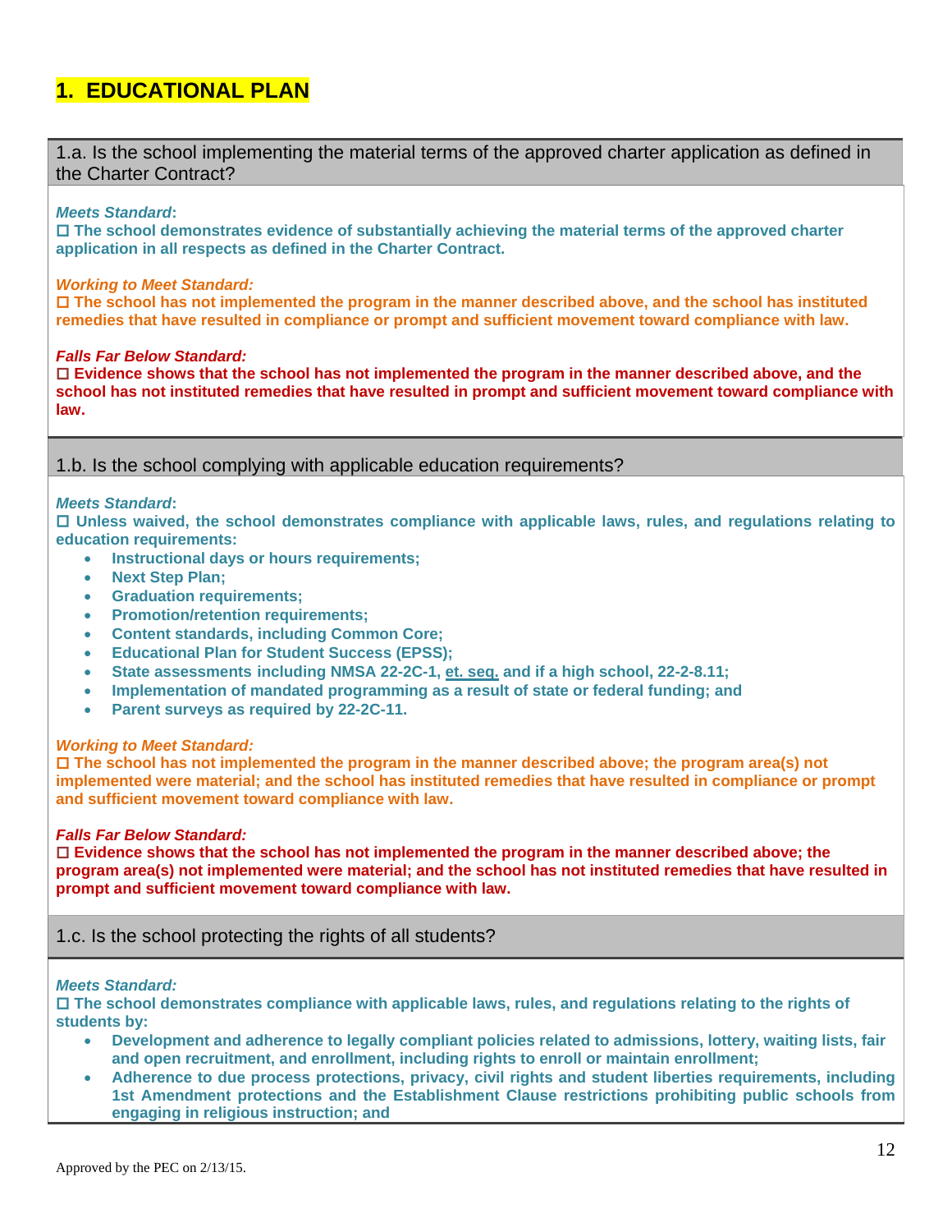# 1. EDUCATIONAL PLAN

## 1.a. Is the school implementing the material terms of the approved charter application as defined in the Charter Contract?

***Meets Standard*:**

☐ **The school demonstrates evidence of substantially achieving the material terms of the approved charter application in all respects as defined in the Charter Contract.**

***Working to Meet Standard:***

☐ **The school has not implemented the program in the manner described above, and the school has instituted remedies that have resulted in compliance or prompt and sufficient movement toward compliance with law.**

***Falls Far Below Standard:***

☐ **Evidence shows that the school has not implemented the program in the manner described above, and the school has not instituted remedies that have resulted in prompt and sufficient movement toward compliance with law.**

## 1.b. Is the school complying with applicable education requirements?

***Meets Standard*:**

☐ **Unless waived, the school demonstrates compliance with applicable laws, rules, and regulations relating to education requirements:**

- **Instructional days or hours requirements;**
- **Next Step Plan;**
- **Graduation requirements;**
- **Promotion/retention requirements;**
- **Content standards, including Common Core;**
- **Educational Plan for Student Success (EPSS);**
- **State assessments including NMSA 22-2C-1, et. seq. and if a high school, 22-2-8.11;**
- **Implementation of mandated programming as a result of state or federal funding; and**
- **Parent surveys as required by 22-2C-11.**

***Working to Meet Standard:***

☐ **The school has not implemented the program in the manner described above; the program area(s) not implemented were material; and the school has instituted remedies that have resulted in compliance or prompt and sufficient movement toward compliance with law.**

***Falls Far Below Standard:***

☐ **Evidence shows that the school has not implemented the program in the manner described above; the program area(s) not implemented were material; and the school has not instituted remedies that have resulted in prompt and sufficient movement toward compliance with law.**

## 1.c. Is the school protecting the rights of all students?

***Meets Standard:***

☐ **The school demonstrates compliance with applicable laws, rules, and regulations relating to the rights of students by:**

- **Development and adherence to legally compliant policies related to admissions, lottery, waiting lists, fair and open recruitment, and enrollment, including rights to enroll or maintain enrollment;**
- **Adherence to due process protections, privacy, civil rights and student liberties requirements, including 1st Amendment protections and the Establishment Clause restrictions prohibiting public schools from engaging in religious instruction; and**

Approved by the PEC on 2/13/15.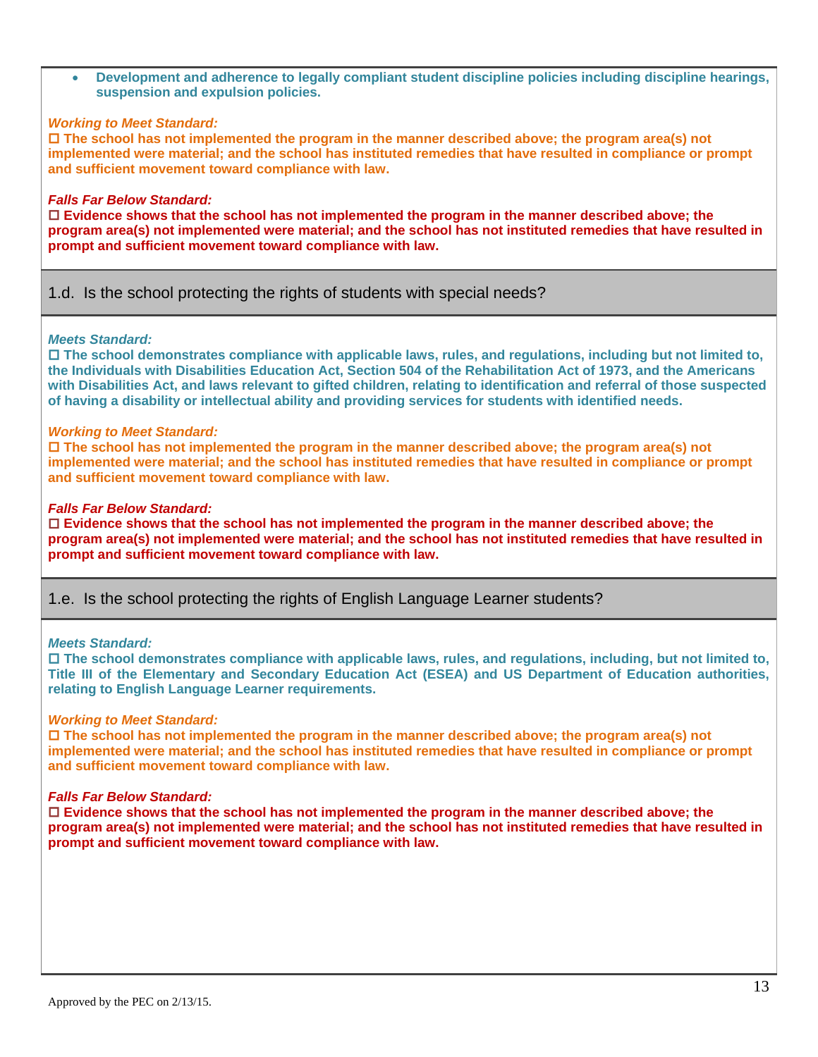- **Development and adherence to legally compliant student discipline policies including discipline hearings, suspension and expulsion policies.**

***Working to Meet Standard:***
**☐ The school has not implemented the program in the manner described above; the program area(s) not implemented were material; and the school has instituted remedies that have resulted in compliance or prompt and sufficient movement toward compliance with law.**

***Falls Far Below Standard:***
**☐ Evidence shows that the school has not implemented the program in the manner described above; the program area(s) not implemented were material; and the school has not instituted remedies that have resulted in prompt and sufficient movement toward compliance with law.**

## 1.d. Is the school protecting the rights of students with special needs?

***Meets Standard:***
**☐ The school demonstrates compliance with applicable laws, rules, and regulations, including but not limited to, the Individuals with Disabilities Education Act, Section 504 of the Rehabilitation Act of 1973, and the Americans with Disabilities Act, and laws relevant to gifted children, relating to identification and referral of those suspected of having a disability or intellectual ability and providing services for students with identified needs.**

***Working to Meet Standard:***
**☐ The school has not implemented the program in the manner described above; the program area(s) not implemented were material; and the school has instituted remedies that have resulted in compliance or prompt and sufficient movement toward compliance with law.**

***Falls Far Below Standard:***
**☐ Evidence shows that the school has not implemented the program in the manner described above; the program area(s) not implemented were material; and the school has not instituted remedies that have resulted in prompt and sufficient movement toward compliance with law.**

## 1.e. Is the school protecting the rights of English Language Learner students?

***Meets Standard:***
**☐ The school demonstrates compliance with applicable laws, rules, and regulations, including, but not limited to, Title III of the Elementary and Secondary Education Act (ESEA) and US Department of Education authorities, relating to English Language Learner requirements.**

***Working to Meet Standard:***
**☐ The school has not implemented the program in the manner described above; the program area(s) not implemented were material; and the school has instituted remedies that have resulted in compliance or prompt and sufficient movement toward compliance with law.**

***Falls Far Below Standard:***
**☐ Evidence shows that the school has not implemented the program in the manner described above; the program area(s) not implemented were material; and the school has not instituted remedies that have resulted in prompt and sufficient movement toward compliance with law.**

Approved by the PEC on 2/13/15.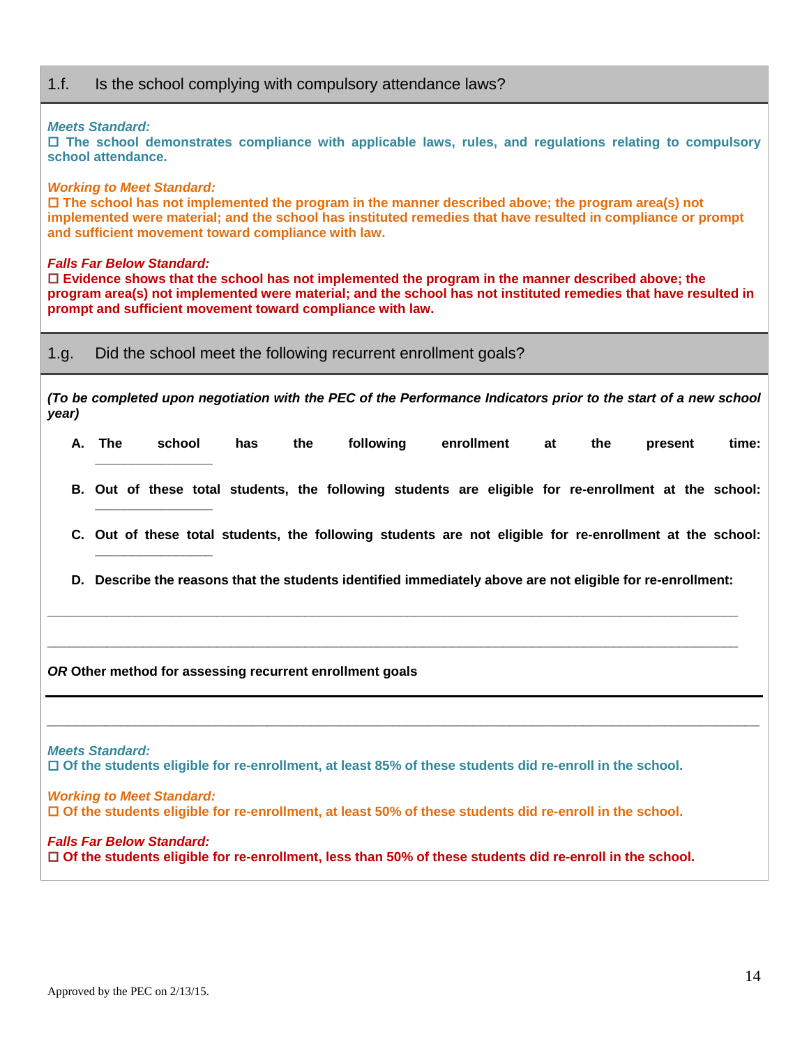### 1.f. Is the school complying with compulsory attendance laws?

***Meets Standard:***
**☐ The school demonstrates compliance with applicable laws, rules, and regulations relating to compulsory school attendance.**

***Working to Meet Standard:***
**☐ The school has not implemented the program in the manner described above; the program area(s) not implemented were material; and the school has instituted remedies that have resulted in compliance or prompt and sufficient movement toward compliance with law.**

***Falls Far Below Standard:***
**☐ Evidence shows that the school has not implemented the program in the manner described above; the program area(s) not implemented were material; and the school has not instituted remedies that have resulted in prompt and sufficient movement toward compliance with law.**

### 1.g. Did the school meet the following recurrent enrollment goals?

***(To be completed upon negotiation with the PEC of the Performance Indicators prior to the start of a new school year)***

**A. The school has the following enrollment at the present time: _______________**

**B. Out of these total students, the following students are eligible for re-enrollment at the school: _______________**

**C. Out of these total students, the following students are not eligible for re-enrollment at the school: _______________**

**D. Describe the reasons that the students identified immediately above are not eligible for re-enrollment:**

_____________________________________________________________________________

_____________________________________________________________________________

***OR*** **Other method for assessing recurrent enrollment goals**

_____________________________________________________________________________

***Meets Standard:***
**☐ Of the students eligible for re-enrollment, at least 85% of these students did re-enroll in the school.**

***Working to Meet Standard:***
**☐ Of the students eligible for re-enrollment, at least 50% of these students did re-enroll in the school.**

***Falls Far Below Standard:***
**☐ Of the students eligible for re-enrollment, less than 50% of these students did re-enroll in the school.**

Approved by the PEC on 2/13/15.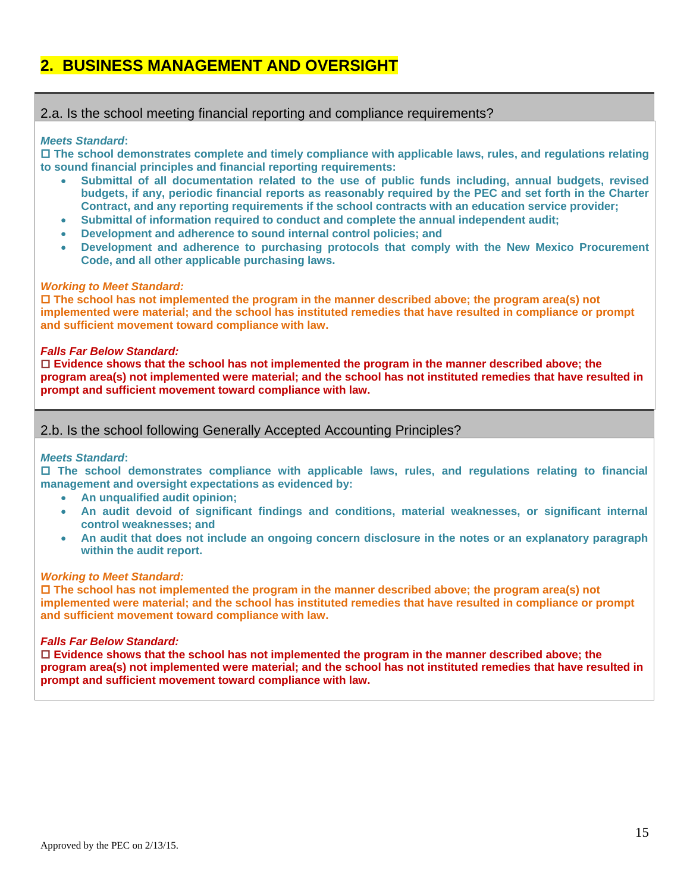## 2. BUSINESS MANAGEMENT AND OVERSIGHT

### 2.a. Is the school meeting financial reporting and compliance requirements?

***Meets Standard*:**

☐ **The school demonstrates complete and timely compliance with applicable laws, rules, and regulations relating to sound financial principles and financial reporting requirements:**

- **Submittal of all documentation related to the use of public funds including, annual budgets, revised budgets, if any, periodic financial reports as reasonably required by the PEC and set forth in the Charter Contract, and any reporting requirements if the school contracts with an education service provider;**
- **Submittal of information required to conduct and complete the annual independent audit;**
- **Development and adherence to sound internal control policies; and**
- **Development and adherence to purchasing protocols that comply with the New Mexico Procurement Code, and all other applicable purchasing laws.**

***Working to Meet Standard:***

☐ **The school has not implemented the program in the manner described above; the program area(s) not implemented were material; and the school has instituted remedies that have resulted in compliance or prompt and sufficient movement toward compliance with law.**

***Falls Far Below Standard:***

☐ **Evidence shows that the school has not implemented the program in the manner described above; the program area(s) not implemented were material; and the school has not instituted remedies that have resulted in prompt and sufficient movement toward compliance with law.**

### 2.b. Is the school following Generally Accepted Accounting Principles?

***Meets Standard*:**

☐ **The school demonstrates compliance with applicable laws, rules, and regulations relating to financial management and oversight expectations as evidenced by:**

- **An unqualified audit opinion;**
- **An audit devoid of significant findings and conditions, material weaknesses, or significant internal control weaknesses; and**
- **An audit that does not include an ongoing concern disclosure in the notes or an explanatory paragraph within the audit report.**

***Working to Meet Standard:***

☐ **The school has not implemented the program in the manner described above; the program area(s) not implemented were material; and the school has instituted remedies that have resulted in compliance or prompt and sufficient movement toward compliance with law.**

***Falls Far Below Standard:***

☐ **Evidence shows that the school has not implemented the program in the manner described above; the program area(s) not implemented were material; and the school has not instituted remedies that have resulted in prompt and sufficient movement toward compliance with law.**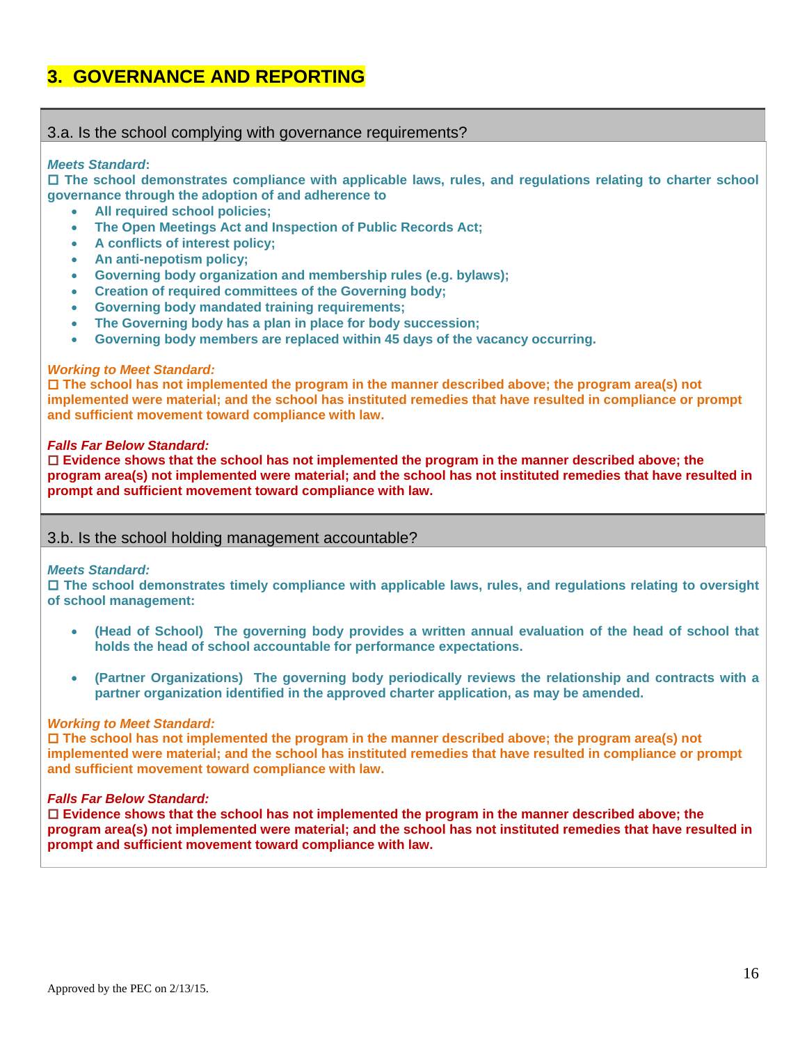## 3. GOVERNANCE AND REPORTING

### 3.a. Is the school complying with governance requirements?

***Meets Standard*:**

**☐ The school demonstrates compliance with applicable laws, rules, and regulations relating to charter school governance through the adoption of and adherence to**

- **All required school policies;**
- **The Open Meetings Act and Inspection of Public Records Act;**
- **A conflicts of interest policy;**
- **An anti-nepotism policy;**
- **Governing body organization and membership rules (e.g. bylaws);**
- **Creation of required committees of the Governing body;**
- **Governing body mandated training requirements;**
- **The Governing body has a plan in place for body succession;**
- **Governing body members are replaced within 45 days of the vacancy occurring.**

***Working to Meet Standard:***

**☐ The school has not implemented the program in the manner described above; the program area(s) not implemented were material; and the school has instituted remedies that have resulted in compliance or prompt and sufficient movement toward compliance with law.**

***Falls Far Below Standard:***

**☐ Evidence shows that the school has not implemented the program in the manner described above; the program area(s) not implemented were material; and the school has not instituted remedies that have resulted in prompt and sufficient movement toward compliance with law.**

### 3.b. Is the school holding management accountable?

***Meets Standard:***

**☐ The school demonstrates timely compliance with applicable laws, rules, and regulations relating to oversight of school management:**

- **(Head of School) The governing body provides a written annual evaluation of the head of school that holds the head of school accountable for performance expectations.**
- **(Partner Organizations) The governing body periodically reviews the relationship and contracts with a partner organization identified in the approved charter application, as may be amended.**

***Working to Meet Standard:***

**☐ The school has not implemented the program in the manner described above; the program area(s) not implemented were material; and the school has instituted remedies that have resulted in compliance or prompt and sufficient movement toward compliance with law.**

***Falls Far Below Standard:***

**☐ Evidence shows that the school has not implemented the program in the manner described above; the program area(s) not implemented were material; and the school has not instituted remedies that have resulted in prompt and sufficient movement toward compliance with law.**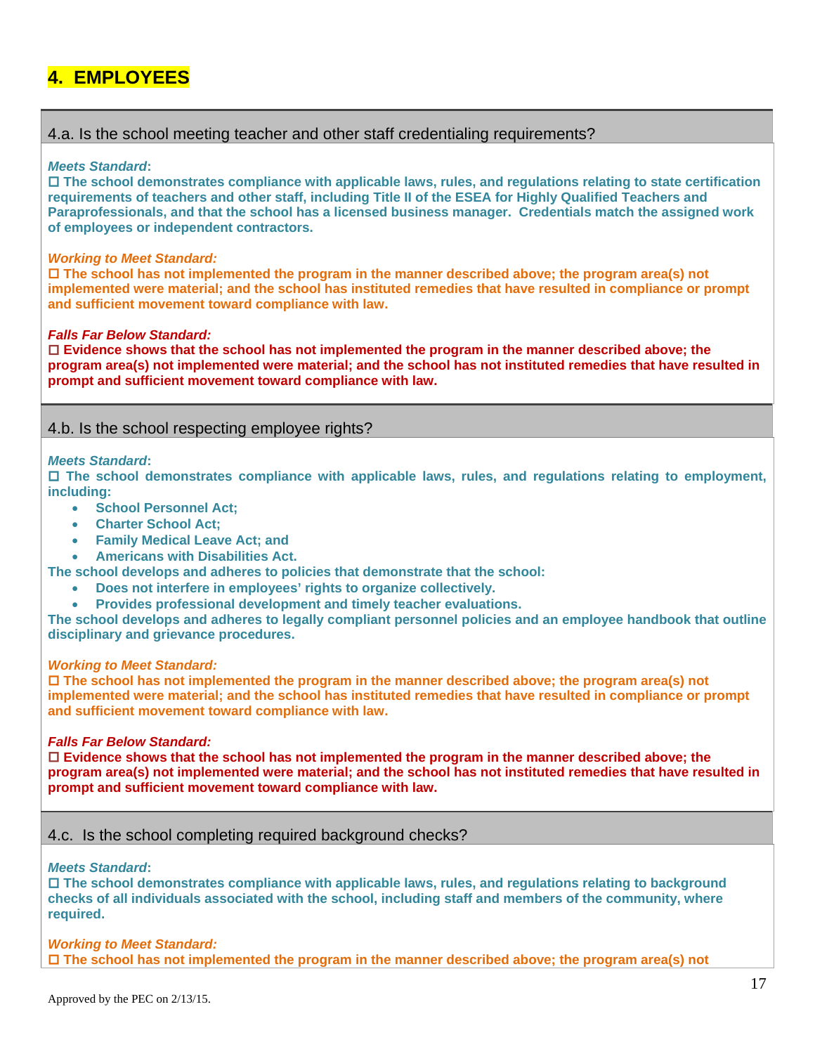# 4. EMPLOYEES

### 4.a. Is the school meeting teacher and other staff credentialing requirements?

***Meets Standard*:**
☐ **The school demonstrates compliance with applicable laws, rules, and regulations relating to state certification requirements of teachers and other staff, including Title II of the ESEA for Highly Qualified Teachers and Paraprofessionals, and that the school has a licensed business manager. Credentials match the assigned work of employees or independent contractors.**

***Working to Meet Standard:***
☐ **The school has not implemented the program in the manner described above; the program area(s) not implemented were material; and the school has instituted remedies that have resulted in compliance or prompt and sufficient movement toward compliance with law.**

***Falls Far Below Standard:***
☐ **Evidence shows that the school has not implemented the program in the manner described above; the program area(s) not implemented were material; and the school has not instituted remedies that have resulted in prompt and sufficient movement toward compliance with law.**

### 4.b. Is the school respecting employee rights?

***Meets Standard*:**
☐ **The school demonstrates compliance with applicable laws, rules, and regulations relating to employment, including:**

- **School Personnel Act;**
- **Charter School Act;**
- **Family Medical Leave Act; and**
- **Americans with Disabilities Act.**

**The school develops and adheres to policies that demonstrate that the school:**

- **Does not interfere in employees' rights to organize collectively.**
- **Provides professional development and timely teacher evaluations.**

**The school develops and adheres to legally compliant personnel policies and an employee handbook that outline disciplinary and grievance procedures.**

***Working to Meet Standard:***
☐ **The school has not implemented the program in the manner described above; the program area(s) not implemented were material; and the school has instituted remedies that have resulted in compliance or prompt and sufficient movement toward compliance with law.**

***Falls Far Below Standard:***
☐ **Evidence shows that the school has not implemented the program in the manner described above; the program area(s) not implemented were material; and the school has not instituted remedies that have resulted in prompt and sufficient movement toward compliance with law.**

### 4.c. Is the school completing required background checks?

***Meets Standard*:**
☐ **The school demonstrates compliance with applicable laws, rules, and regulations relating to background checks of all individuals associated with the school, including staff and members of the community, where required.**

***Working to Meet Standard:***
☐ **The school has not implemented the program in the manner described above; the program area(s) not**

Approved by the PEC on 2/13/15.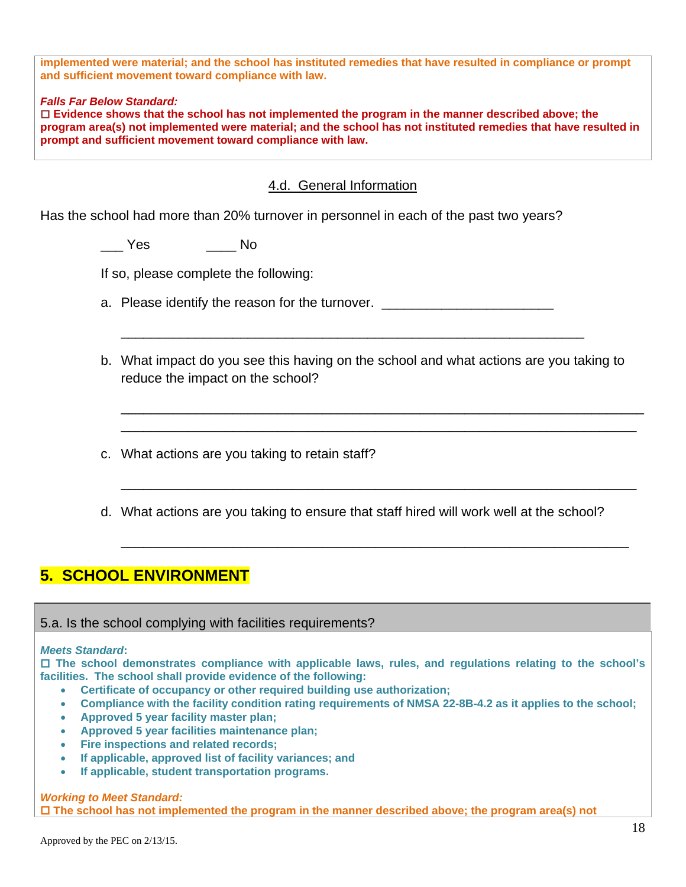**implemented were material; and the school has instituted remedies that have resulted in compliance or prompt and sufficient movement toward compliance with law.**

***Falls Far Below Standard:***

☐ **Evidence shows that the school has not implemented the program in the manner described above; the program area(s) not implemented were material; and the school has not instituted remedies that have resulted in prompt and sufficient movement toward compliance with law.**

### 4.d. General Information

Has the school had more than 20% turnover in personnel in each of the past two years?

___ Yes ____ No

If so, please complete the following:

a. Please identify the reason for the turnover. ______________________

______________________________________________________________

b. What impact do you see this having on the school and what actions are you taking to reduce the impact on the school?

______________________________________________________________

______________________________________________________________

c. What actions are you taking to retain staff?

______________________________________________________________

d. What actions are you taking to ensure that staff hired will work well at the school?

______________________________________________________________

## 5. SCHOOL ENVIRONMENT

### 5.a. Is the school complying with facilities requirements?

***Meets Standard*:**

☐ **The school demonstrates compliance with applicable laws, rules, and regulations relating to the school's facilities. The school shall provide evidence of the following:**

- **Certificate of occupancy or other required building use authorization;**
- **Compliance with the facility condition rating requirements of NMSA 22-8B-4.2 as it applies to the school;**
- **Approved 5 year facility master plan;**
- **Approved 5 year facilities maintenance plan;**
- **Fire inspections and related records;**
- **If applicable, approved list of facility variances; and**
- **If applicable, student transportation programs.**

***Working to Meet Standard:***

☐ **The school has not implemented the program in the manner described above; the program area(s) not**

Approved by the PEC on 2/13/15.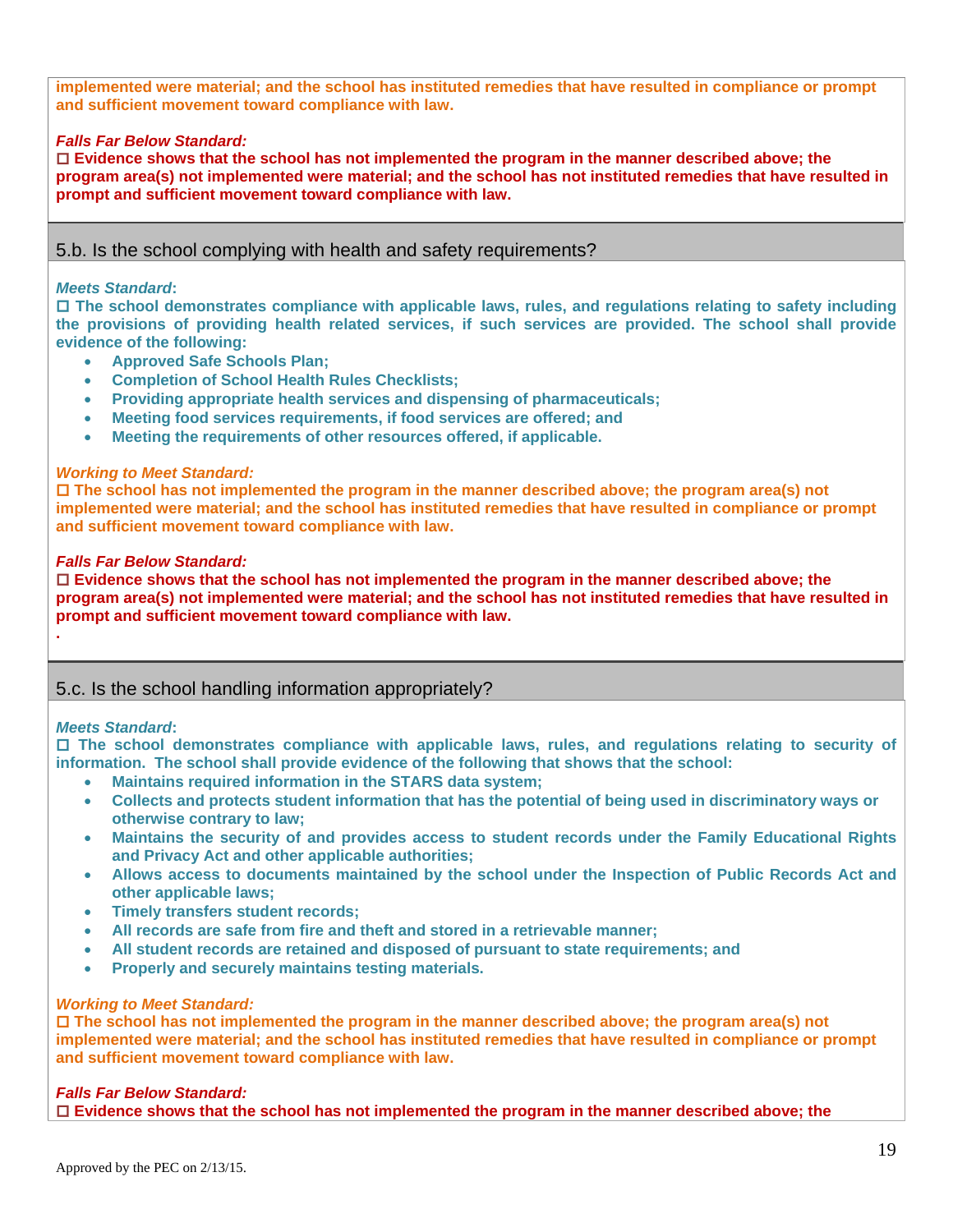implemented were material; and the school has instituted remedies that have resulted in compliance or prompt and sufficient movement toward compliance with law.

***Falls Far Below Standard:***
☐ **Evidence shows that the school has not implemented the program in the manner described above; the program area(s) not implemented were material; and the school has not instituted remedies that have resulted in prompt and sufficient movement toward compliance with law.**

## 5.b. Is the school complying with health and safety requirements?

***Meets Standard*:**
☐ **The school demonstrates compliance with applicable laws, rules, and regulations relating to safety including the provisions of providing health related services, if such services are provided. The school shall provide evidence of the following:**

- **Approved Safe Schools Plan;**
- **Completion of School Health Rules Checklists;**
- **Providing appropriate health services and dispensing of pharmaceuticals;**
- **Meeting food services requirements, if food services are offered; and**
- **Meeting the requirements of other resources offered, if applicable.**

***Working to Meet Standard:***
☐ **The school has not implemented the program in the manner described above; the program area(s) not implemented were material; and the school has instituted remedies that have resulted in compliance or prompt and sufficient movement toward compliance with law.**

***Falls Far Below Standard:***
☐ **Evidence shows that the school has not implemented the program in the manner described above; the program area(s) not implemented were material; and the school has not instituted remedies that have resulted in prompt and sufficient movement toward compliance with law.**
.

## 5.c. Is the school handling information appropriately?

***Meets Standard*:**
☐ **The school demonstrates compliance with applicable laws, rules, and regulations relating to security of information. The school shall provide evidence of the following that shows that the school:**

- **Maintains required information in the STARS data system;**
- **Collects and protects student information that has the potential of being used in discriminatory ways or otherwise contrary to law;**
- **Maintains the security of and provides access to student records under the Family Educational Rights and Privacy Act and other applicable authorities;**
- **Allows access to documents maintained by the school under the Inspection of Public Records Act and other applicable laws;**
- **Timely transfers student records;**
- **All records are safe from fire and theft and stored in a retrievable manner;**
- **All student records are retained and disposed of pursuant to state requirements; and**
- **Properly and securely maintains testing materials.**

***Working to Meet Standard:***
☐ **The school has not implemented the program in the manner described above; the program area(s) not implemented were material; and the school has instituted remedies that have resulted in compliance or prompt and sufficient movement toward compliance with law.**

***Falls Far Below Standard:***
☐ **Evidence shows that the school has not implemented the program in the manner described above; the**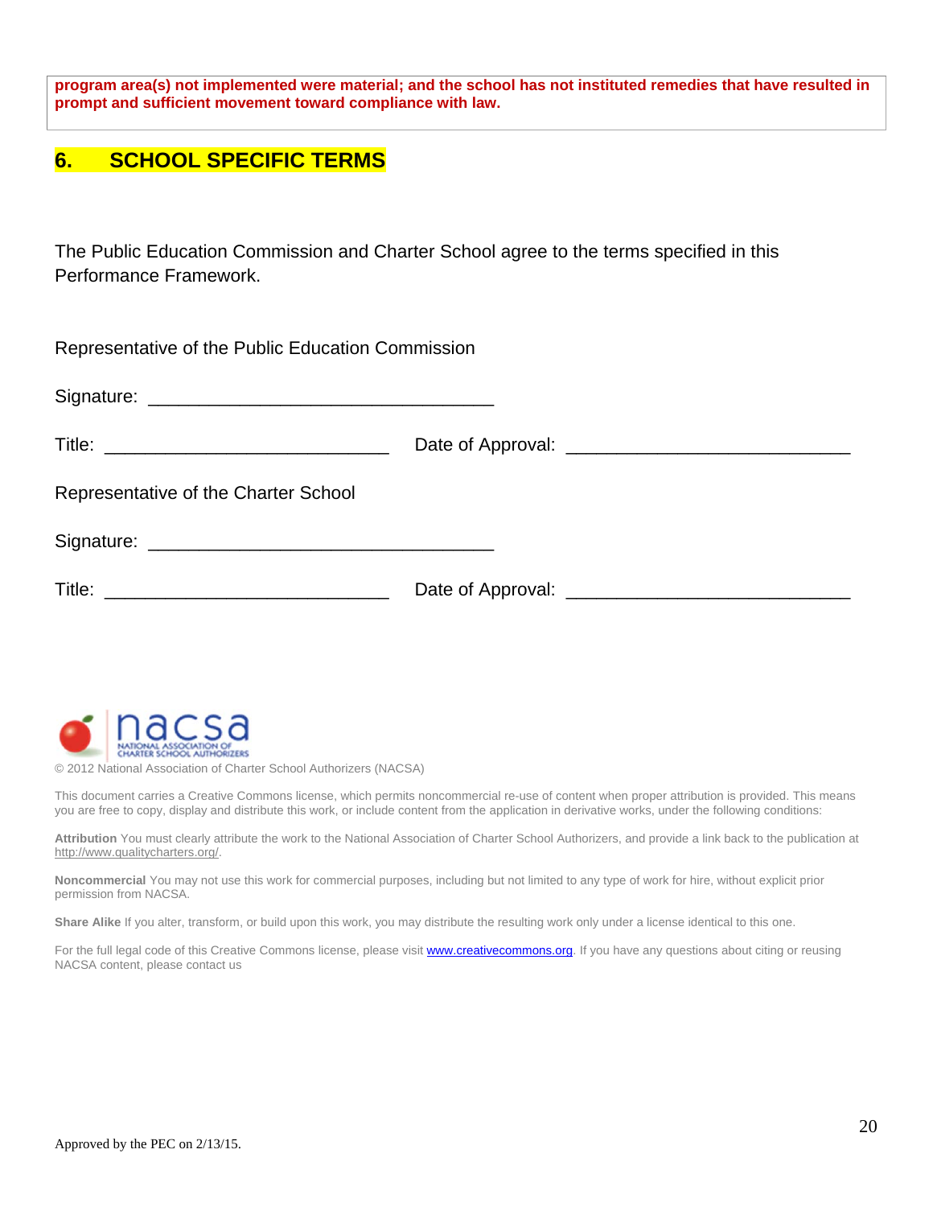**program area(s) not implemented were material; and the school has not instituted remedies that have resulted in prompt and sufficient movement toward compliance with law.**

## 6. SCHOOL SPECIFIC TERMS

The Public Education Commission and Charter School agree to the terms specified in this Performance Framework.

Representative of the Public Education Commission

Signature: ________________________________

Title: ____________________________ Date of Approval: ____________________________

Representative of the Charter School

Signature: ________________________________

Title: ____________________________ Date of Approval: ____________________________

nacsa NATIONAL ASSOCIATION OF CHARTER SCHOOL AUTHORIZERS

© 2012 National Association of Charter School Authorizers (NACSA)

This document carries a Creative Commons license, which permits noncommercial re-use of content when proper attribution is provided. This means you are free to copy, display and distribute this work, or include content from the application in derivative works, under the following conditions:

**Attribution** You must clearly attribute the work to the National Association of Charter School Authorizers, and provide a link back to the publication at http://www.qualitycharters.org/.

**Noncommercial** You may not use this work for commercial purposes, including but not limited to any type of work for hire, without explicit prior permission from NACSA.

**Share Alike** If you alter, transform, or build upon this work, you may distribute the resulting work only under a license identical to this one.

For the full legal code of this Creative Commons license, please visit www.creativecommons.org. If you have any questions about citing or reusing NACSA content, please contact us

Approved by the PEC on 2/13/15.